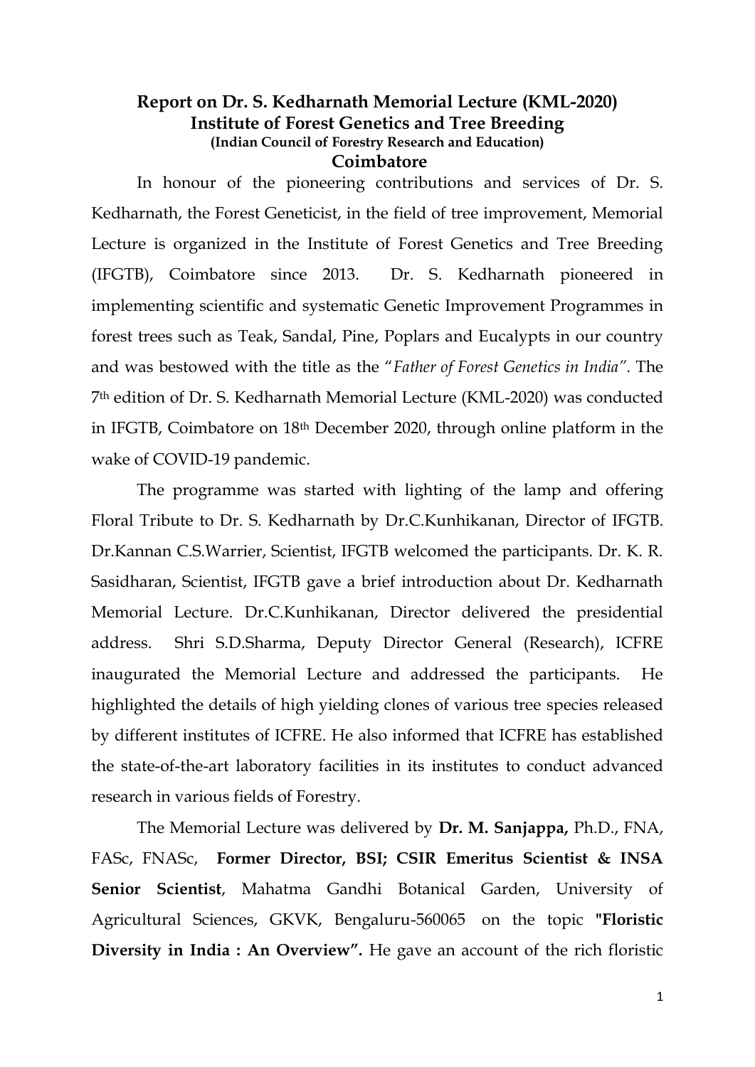# Report on Dr. S. Kedharnath Memorial Lecture (KML-2020)

## Institute of Forest Genetics and Tree Breeding

**(Indian Council of Forestry Research and Education)**

**Coimbatore**

In honour of the pioneering contributions and services of Dr. S. Kedharnath, the Forest Geneticist, in the field of tree improvement, Memorial Lecture is organized in the Institute of Forest Genetics and Tree Breeding (IFGTB), Coimbatore since 2013. Dr. S. Kedharnath pioneered in implementing scientific and systematic Genetic Improvement Programmes in forest trees such as Teak, Sandal, Pine, Poplars and Eucalypts in our country and was bestowed with the title as the "*Father of Forest Genetics in India*". The 7th edition of Dr. S. Kedharnath Memorial Lecture (KML-2020) was conducted in IFGTB, Coimbatore on 18th December 2020, through online platform in the wake of COVID-19 pandemic.

The programme was started with lighting of the lamp and offering Floral Tribute to Dr. S. Kedharnath by Dr.C.Kunhikanan, Director of IFGTB. Dr.Kannan C.S.Warrier, Scientist, IFGTB welcomed the participants. Dr. K. R. Sasidharan, Scientist, IFGTB gave a brief introduction about Dr. Kedharnath Memorial Lecture. Dr.C.Kunhikanan, Director delivered the presidential address. Shri S.D.Sharma, Deputy Director General (Research), ICFRE inaugurated the Memorial Lecture and addressed the participants. He highlighted the details of high yielding clones of various tree species released by different institutes of ICFRE. He also informed that ICFRE has established the state-of-the-art laboratory facilities in its institutes to conduct advanced research in various fields of Forestry.

The Memorial Lecture was delivered by **Dr. M. Sanjappa,** Ph.D., FNA, FASc, FNASc, **Former Director, BSI; CSIR Emeritus Scientist & INSA Senior Scientist**, Mahatma Gandhi Botanical Garden, University of Agricultural Sciences, GKVK, Bengaluru-560065 on the topic **"Floristic Diversity in India : An Overview".** He gave an account of the rich floristic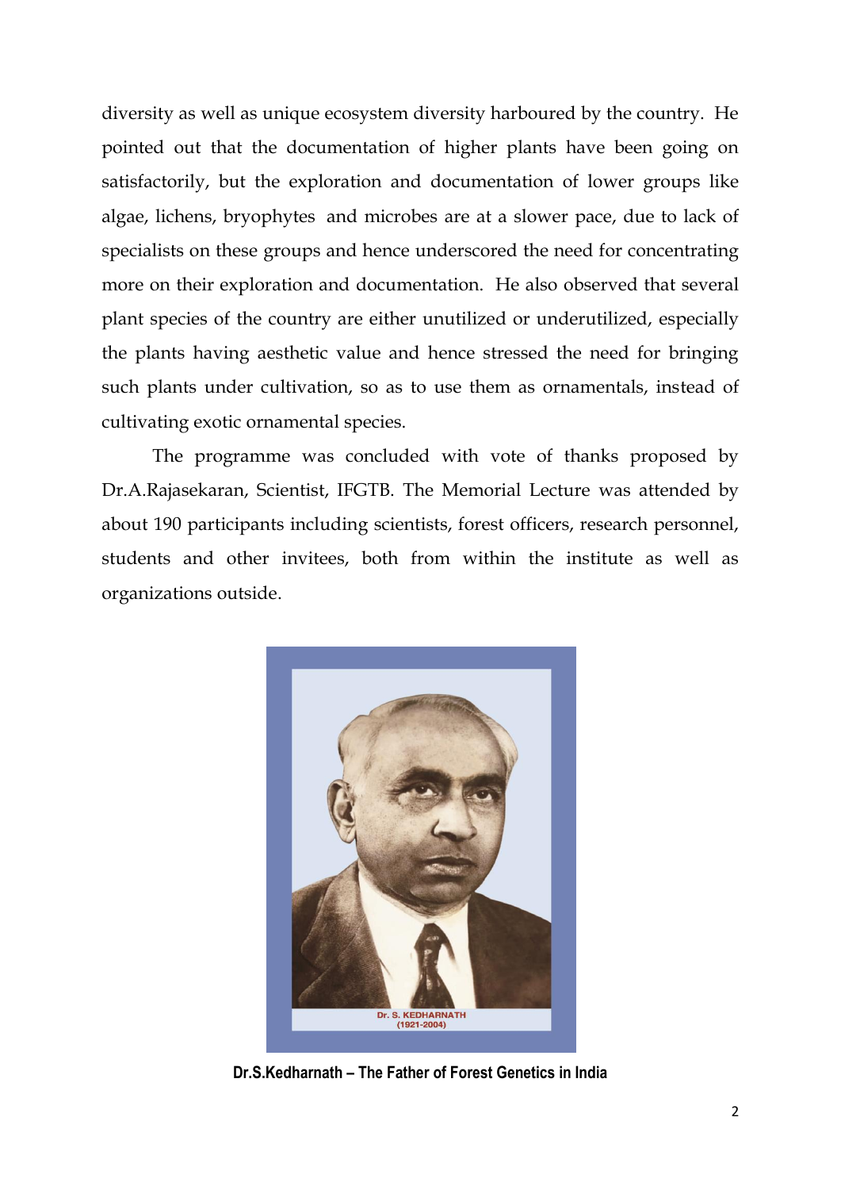diversity as well as unique ecosystem diversity harboured by the country. He pointed out that the documentation of higher plants have been going on satisfactorily, but the exploration and documentation of lower groups like algae, lichens, bryophytes and microbes are at a slower pace, due to lack of specialists on these groups and hence underscored the need for concentrating more on their exploration and documentation. He also observed that several plant species of the country are either unutilized or underutilized, especially the plants having aesthetic value and hence stressed the need for bringing such plants under cultivation, so as to use them as ornamentals, instead of cultivating exotic ornamental species.

The programme was concluded with vote of thanks proposed by Dr.A.Rajasekaran, Scientist, IFGTB. The Memorial Lecture was attended by about 190 participants including scientists, forest officers, research personnel, students and other invitees, both from within the institute as well as organizations outside.

Dr. S. KEDHARNATH
(1921-2004)

**Dr.S.Kedharnath – The Father of Forest Genetics in India**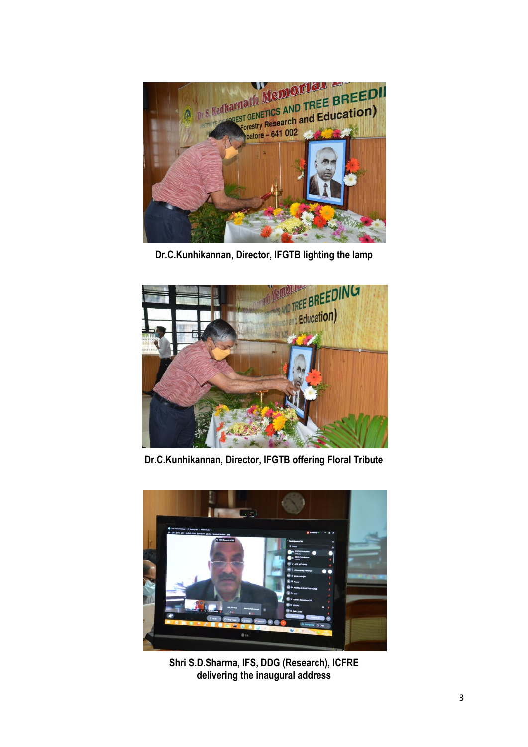Dr.C.Kunhikannan, Director, IFGTB lighting the lamp

Dr.C.Kunhikannan, Director, IFGTB offering Floral Tribute

Shri S.D.Sharma, IFS, DDG (Research), ICFRE delivering the inaugural address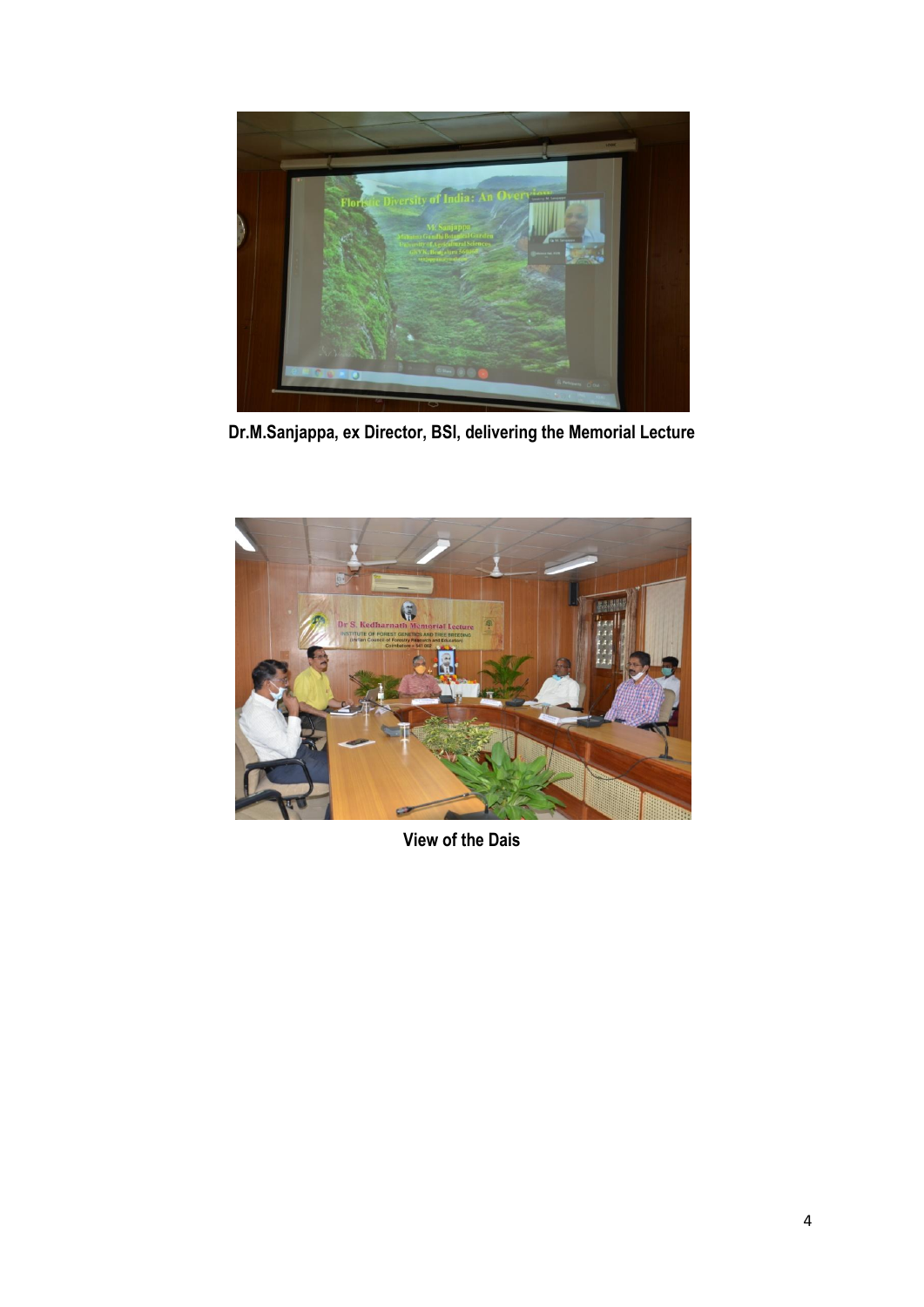Dr.M.Sanjappa, ex Director, BSI, delivering the Memorial Lecture

View of the Dais